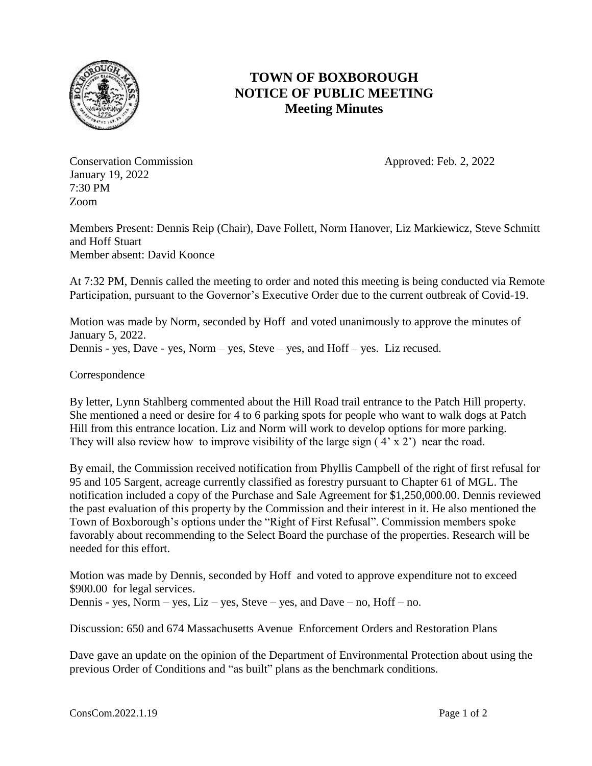# TOWN OF BOXBOROUGH
# NOTICE OF PUBLIC MEETING
## Meeting Minutes

Conservation Commission Approved: Feb. 2, 2022
January 19, 2022
7:30 PM
Zoom

Members Present: Dennis Reip (Chair), Dave Follett, Norm Hanover, Liz Markiewicz, Steve Schmitt and Hoff Stuart
Member absent: David Koonce

At 7:32 PM, Dennis called the meeting to order and noted this meeting is being conducted via Remote Participation, pursuant to the Governor's Executive Order due to the current outbreak of Covid-19.

Motion was made by Norm, seconded by Hoff and voted unanimously to approve the minutes of January 5, 2022.
Dennis - yes, Dave - yes, Norm – yes, Steve – yes, and Hoff – yes. Liz recused.

Correspondence

By letter, Lynn Stahlberg commented about the Hill Road trail entrance to the Patch Hill property. She mentioned a need or desire for 4 to 6 parking spots for people who want to walk dogs at Patch Hill from this entrance location. Liz and Norm will work to develop options for more parking. They will also review how to improve visibility of the large sign ( 4' x 2') near the road.

By email, the Commission received notification from Phyllis Campbell of the right of first refusal for 95 and 105 Sargent, acreage currently classified as forestry pursuant to Chapter 61 of MGL. The notification included a copy of the Purchase and Sale Agreement for $1,250,000.00. Dennis reviewed the past evaluation of this property by the Commission and their interest in it. He also mentioned the Town of Boxborough's options under the "Right of First Refusal". Commission members spoke favorably about recommending to the Select Board the purchase of the properties. Research will be needed for this effort.

Motion was made by Dennis, seconded by Hoff and voted to approve expenditure not to exceed $900.00 for legal services.
Dennis - yes, Norm – yes, Liz – yes, Steve – yes, and Dave – no, Hoff – no.

Discussion: 650 and 674 Massachusetts Avenue Enforcement Orders and Restoration Plans

Dave gave an update on the opinion of the Department of Environmental Protection about using the previous Order of Conditions and "as built" plans as the benchmark conditions.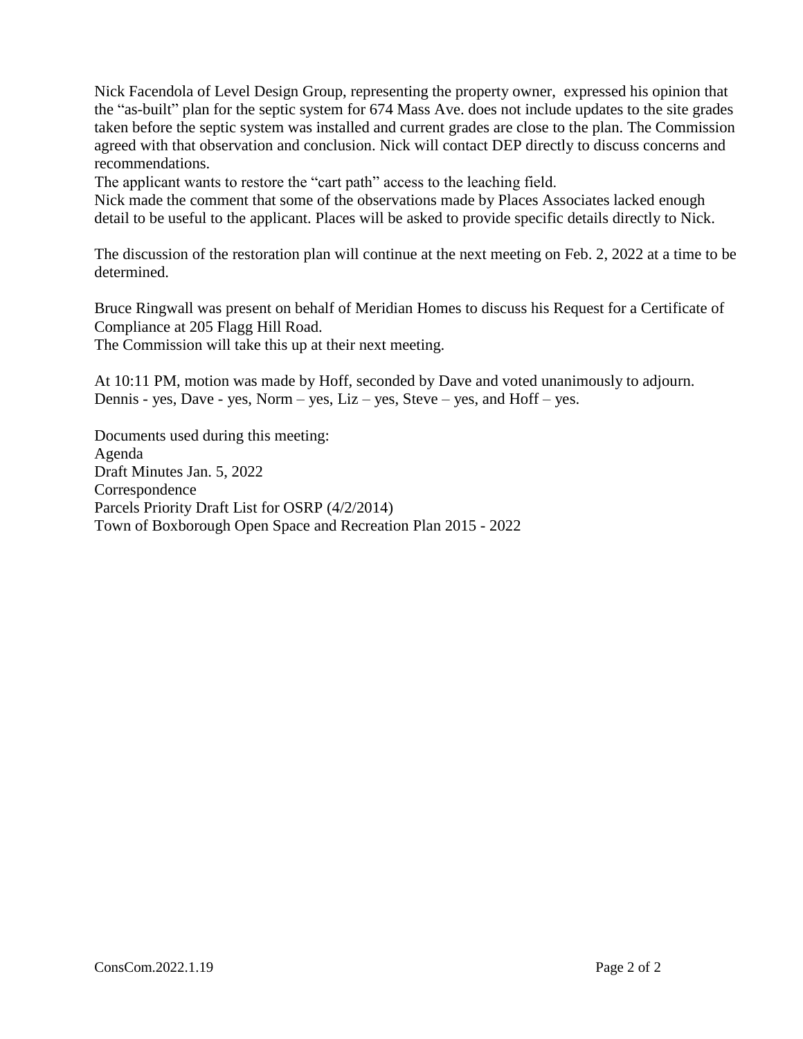Nick Facendola of Level Design Group, representing the property owner, expressed his opinion that the "as-built" plan for the septic system for 674 Mass Ave. does not include updates to the site grades taken before the septic system was installed and current grades are close to the plan. The Commission agreed with that observation and conclusion. Nick will contact DEP directly to discuss concerns and recommendations.
The applicant wants to restore the "cart path" access to the leaching field.
Nick made the comment that some of the observations made by Places Associates lacked enough detail to be useful to the applicant. Places will be asked to provide specific details directly to Nick.

The discussion of the restoration plan will continue at the next meeting on Feb. 2, 2022 at a time to be determined.

Bruce Ringwall was present on behalf of Meridian Homes to discuss his Request for a Certificate of Compliance at 205 Flagg Hill Road.
The Commission will take this up at their next meeting.

At 10:11 PM, motion was made by Hoff, seconded by Dave and voted unanimously to adjourn.
Dennis - yes, Dave - yes, Norm – yes, Liz – yes, Steve – yes, and Hoff – yes.

Documents used during this meeting:
Agenda
Draft Minutes Jan. 5, 2022
Correspondence
Parcels Priority Draft List for OSRP (4/2/2014)
Town of Boxborough Open Space and Recreation Plan 2015 - 2022

ConsCom.2022.1.19